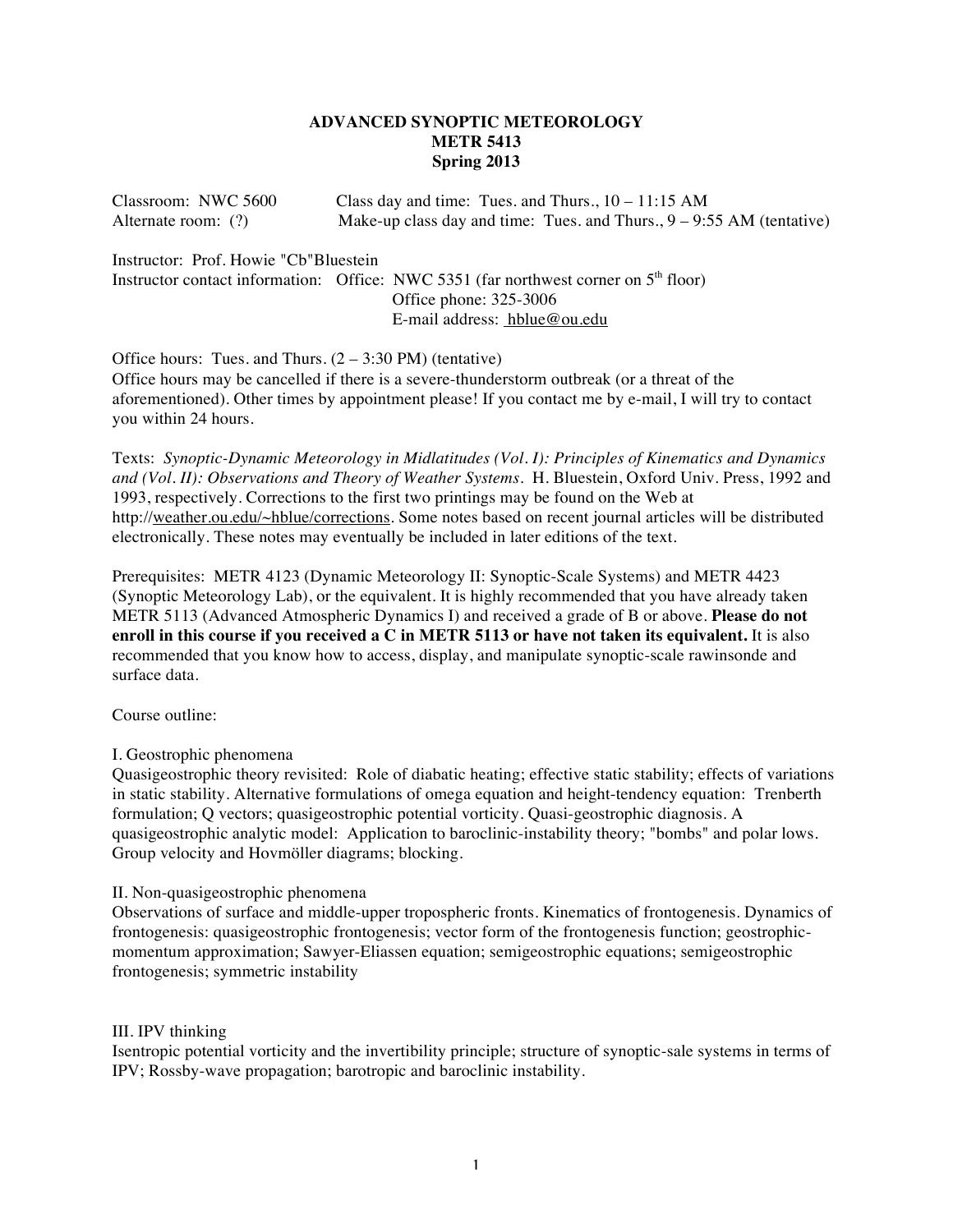**ADVANCED SYNOPTIC METEOROLOGY**
**METR 5413**
**Spring 2013**

Classroom: NWC 5600 Class day and time: Tues. and Thurs., 10 – 11:15 AM
Alternate room: (?) Make-up class day and time: Tues. and Thurs., 9 – 9:55 AM (tentative)

Instructor: Prof. Howie "Cb"Bluestein
Instructor contact information: Office: NWC 5351 (far northwest corner on 5th floor)
Office phone: 325-3006
E-mail address: hblue@ou.edu

Office hours: Tues. and Thurs. (2 – 3:30 PM) (tentative)
Office hours may be cancelled if there is a severe-thunderstorm outbreak (or a threat of the aforementioned). Other times by appointment please! If you contact me by e-mail, I will try to contact you within 24 hours.

Texts: *Synoptic-Dynamic Meteorology in Midlatitudes (Vol. I): Principles of Kinematics and Dynamics and (Vol. II): Observations and Theory of Weather Systems.* H. Bluestein, Oxford Univ. Press, 1992 and 1993, respectively. Corrections to the first two printings may be found on the Web at http://weather.ou.edu/~hblue/corrections. Some notes based on recent journal articles will be distributed electronically. These notes may eventually be included in later editions of the text.

Prerequisites: METR 4123 (Dynamic Meteorology II: Synoptic-Scale Systems) and METR 4423 (Synoptic Meteorology Lab), or the equivalent. It is highly recommended that you have already taken METR 5113 (Advanced Atmospheric Dynamics I) and received a grade of B or above. **Please do not enroll in this course if you received a C in METR 5113 or have not taken its equivalent.** It is also recommended that you know how to access, display, and manipulate synoptic-scale rawinsonde and surface data.

Course outline:

I. Geostrophic phenomena
Quasigeostrophic theory revisited: Role of diabatic heating; effective static stability; effects of variations in static stability. Alternative formulations of omega equation and height-tendency equation: Trenberth formulation; Q vectors; quasigeostrophic potential vorticity. Quasi-geostrophic diagnosis. A quasigeostrophic analytic model: Application to baroclinic-instability theory; "bombs" and polar lows. Group velocity and Hovmöller diagrams; blocking.

II. Non-quasigeostrophic phenomena
Observations of surface and middle-upper tropospheric fronts. Kinematics of frontogenesis. Dynamics of frontogenesis: quasigeostrophic frontogenesis; vector form of the frontogenesis function; geostrophic-momentum approximation; Sawyer-Eliassen equation; semigeostrophic equations; semigeostrophic frontogenesis; symmetric instability

III. IPV thinking
Isentropic potential vorticity and the invertibility principle; structure of synoptic-sale systems in terms of IPV; Rossby-wave propagation; barotropic and baroclinic instability.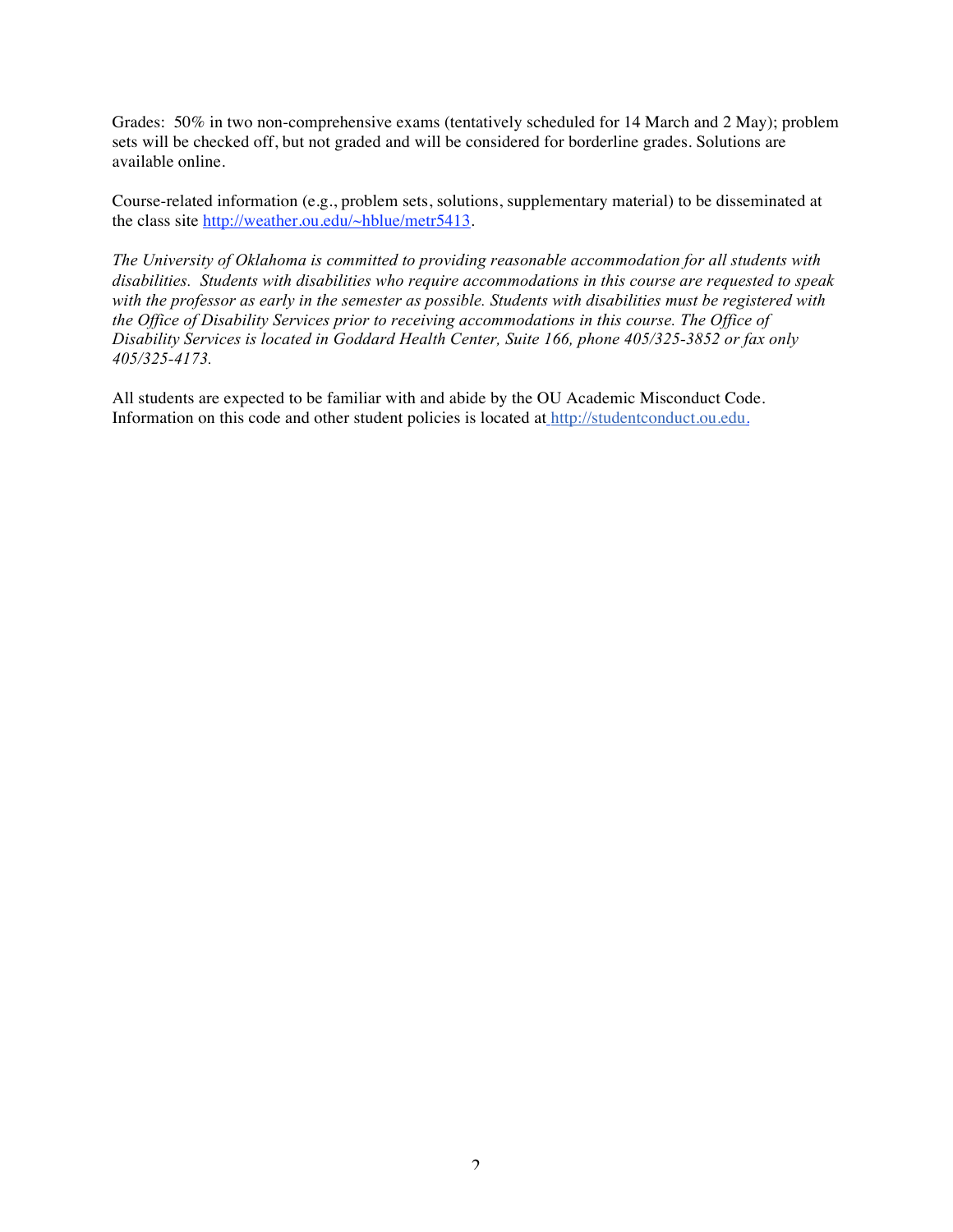Grades: 50% in two non-comprehensive exams (tentatively scheduled for 14 March and 2 May); problem sets will be checked off, but not graded and will be considered for borderline grades. Solutions are available online.

Course-related information (e.g., problem sets, solutions, supplementary material) to be disseminated at the class site http://weather.ou.edu/~hblue/metr5413.

*The University of Oklahoma is committed to providing reasonable accommodation for all students with disabilities. Students with disabilities who require accommodations in this course are requested to speak with the professor as early in the semester as possible. Students with disabilities must be registered with the Office of Disability Services prior to receiving accommodations in this course. The Office of Disability Services is located in Goddard Health Center, Suite 166, phone 405/325-3852 or fax only 405/325-4173.*

All students are expected to be familiar with and abide by the OU Academic Misconduct Code. Information on this code and other student policies is located at http://studentconduct.ou.edu.